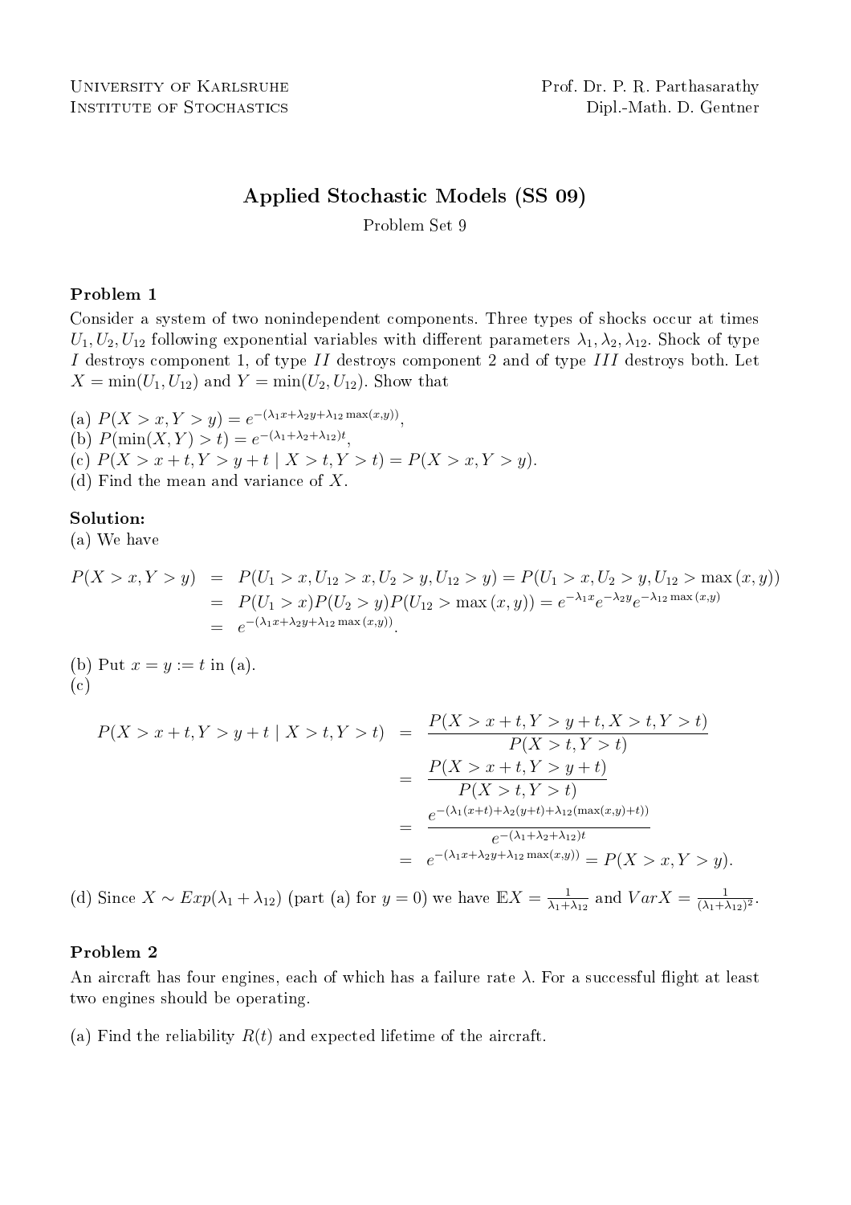University of Karlsruhe  
Institute of Stochastics

Prof. Dr. P. R. Parthasarathy  
Dipl.-Math. D. Gentner

## Applied Stochastic Models (SS 09)

Problem Set 9

### Problem 1

Consider a system of two nonindependent components. Three types of shocks occur at times $U_1, U_2, U_{12}$ following exponential variables with different parameters $\lambda_1, \lambda_2, \lambda_{12}$. Shock of type $I$ destroys component 1, of type $II$ destroys component 2 and of type $III$ destroys both. Let $X = \min(U_1, U_{12})$ and $Y = \min(U_2, U_{12})$. Show that

(a) $P(X > x, Y > y) = e^{-(\lambda_1 x + \lambda_2 y + \lambda_{12} \max(x,y))}$,  
(b) $P(\min(X, Y) > t) = e^{-(\lambda_1 + \lambda_2 + \lambda_{12})t}$,  
(c) $P(X > x + t, Y > y + t \mid X > t, Y > t) = P(X > x, Y > y)$.  
(d) Find the mean and variance of $X$.

**Solution:**

(a) We have

$$
\begin{aligned}
P(X > x, Y > y) &= P(U_1 > x, U_{12} > x, U_2 > y, U_{12} > y) = P(U_1 > x, U_2 > y, U_{12} > \max(x, y)) \\
&= P(U_1 > x) P(U_2 > y) P(U_{12} > \max(x, y)) = e^{-\lambda_1 x} e^{-\lambda_2 y} e^{-\lambda_{12} \max(x,y)} \\
&= e^{-(\lambda_1 x + \lambda_2 y + \lambda_{12} \max(x,y))}.
\end{aligned}
$$

(b) Put $x = y := t$ in (a).

(c)

$$
\begin{aligned}
P(X > x + t, Y > y + t \mid X > t, Y > t) &= \frac{P(X > x + t, Y > y + t, X > t, Y > t)}{P(X > t, Y > t)} \\
&= \frac{P(X > x + t, Y > y + t)}{P(X > t, Y > t)} \\
&= \frac{e^{-(\lambda_1 (x+t) + \lambda_2 (y+t) + \lambda_{12}(\max(x,y)+t))}}{e^{-(\lambda_1 + \lambda_2 + \lambda_{12})t}} \\
&= e^{-(\lambda_1 x + \lambda_2 y + \lambda_{12} \max(x,y))} = P(X > x, Y > y).
\end{aligned}
$$

(d) Since $X \sim Exp(\lambda_1 + \lambda_{12})$ (part (a) for $y = 0$) we have $\mathbb{E}X = \frac{1}{\lambda_1 + \lambda_{12}}$ and $Var X = \frac{1}{(\lambda_1 + \lambda_{12})^2}$.

### Problem 2

An aircraft has four engines, each of which has a failure rate $\lambda$. For a successful flight at least two engines should be operating.

(a) Find the reliability $R(t)$ and expected lifetime of the aircraft.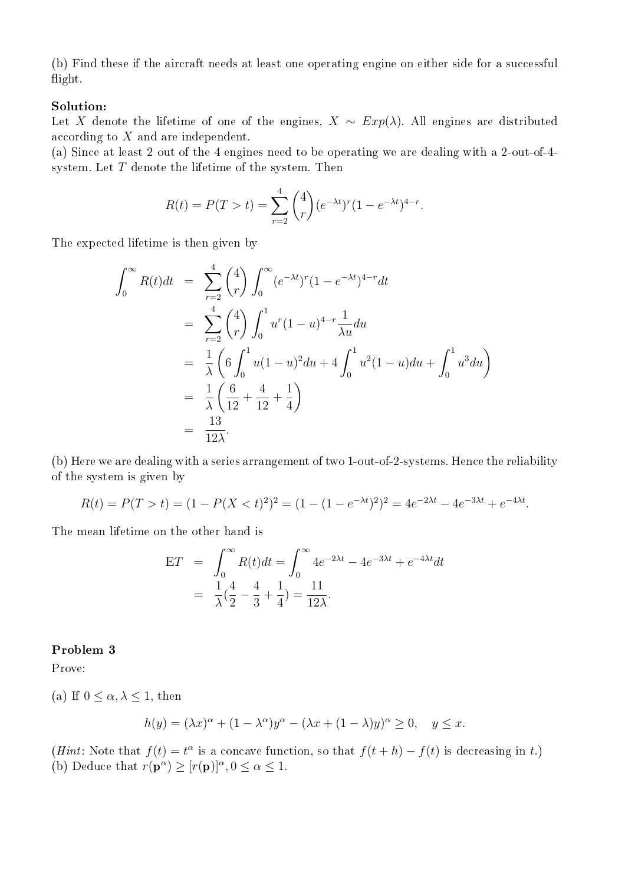(b) Find these if the aircraft needs at least one operating engine on either side for a successful flight.

**Solution:**
Let $X$ denote the lifetime of one of the engines, $X \sim Exp(\lambda)$. All engines are distributed according to $X$ and are independent.
(a) Since at least 2 out of the 4 engines need to be operating we are dealing with a 2-out-of-4-system. Let $T$ denote the lifetime of the system. Then

$$R(t) = P(T > t) = \sum_{r=2}^{4} \binom{4}{r} (e^{-\lambda t})^r (1 - e^{-\lambda t})^{4-r}.$$

The expected lifetime is then given by

$$\begin{aligned}
\int_0^\infty R(t)dt &= \sum_{r=2}^{4} \binom{4}{r} \int_0^\infty (e^{-\lambda t})^r (1 - e^{-\lambda t})^{4-r} dt \\
&= \sum_{r=2}^{4} \binom{4}{r} \int_0^1 u^r (1-u)^{4-r} \frac{1}{\lambda u} du \\
&= \frac{1}{\lambda} \left( 6 \int_0^1 u(1-u)^2 du + 4 \int_0^1 u^2(1-u) du + \int_0^1 u^3 du \right) \\
&= \frac{1}{\lambda} \left( \frac{6}{12} + \frac{4}{12} + \frac{1}{4} \right) \\
&= \frac{13}{12\lambda}.
\end{aligned}$$

(b) Here we are dealing with a series arrangement of two 1-out-of-2-systems. Hence the reliability of the system is given by

$$R(t) = P(T > t) = (1 - P(X < t)^2)^2 = (1 - (1 - e^{-\lambda t})^2)^2 = 4e^{-2\lambda t} - 4e^{-3\lambda t} + e^{-4\lambda t}.$$

The mean lifetime on the other hand is

$$\begin{aligned}
\mathbb{E}T &= \int_0^\infty R(t)dt = \int_0^\infty 4e^{-2\lambda t} - 4e^{-3\lambda t} + e^{-4\lambda t} dt \\
&= \frac{1}{\lambda}\left(\frac{4}{2} - \frac{4}{3} + \frac{1}{4}\right) = \frac{11}{12\lambda}.
\end{aligned}$$

**Problem 3**

Prove:

(a) If $0 \leq \alpha, \lambda \leq 1$, then

$$h(y) = (\lambda x)^\alpha + (1 - \lambda^\alpha) y^\alpha - (\lambda x + (1-\lambda) y)^\alpha \geq 0, \quad y \leq x.$$

(*Hint*: Note that $f(t) = t^\alpha$ is a concave function, so that $f(t+h) - f(t)$ is decreasing in $t$.)
(b) Deduce that $r(\mathbf{p}^\alpha) \geq [r(\mathbf{p})]^\alpha, 0 \leq \alpha \leq 1$.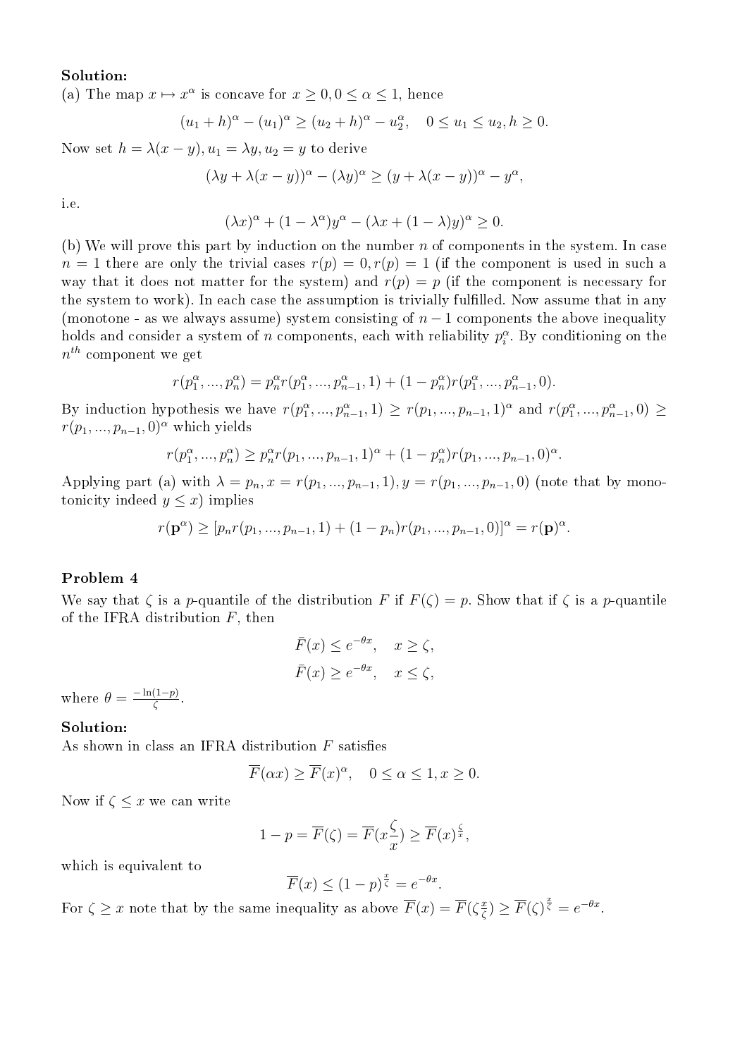**Solution:**

(a) The map $x \mapsto x^\alpha$ is concave for $x \geq 0, 0 \leq \alpha \leq 1$, hence

$$(u_1 + h)^\alpha - (u_1)^\alpha \geq (u_2 + h)^\alpha - u_2^\alpha, \quad 0 \leq u_1 \leq u_2, h \geq 0.$$

Now set $h = \lambda(x - y), u_1 = \lambda y, u_2 = y$ to derive

$$(\lambda y + \lambda(x - y))^\alpha - (\lambda y)^\alpha \geq (y + \lambda(x - y))^\alpha - y^\alpha,$$

i.e.

$$(\lambda x)^\alpha + (1 - \lambda^\alpha) y^\alpha - (\lambda x + (1 - \lambda) y)^\alpha \geq 0.$$

(b) We will prove this part by induction on the number $n$ of components in the system. In case $n = 1$ there are only the trivial cases $r(p) = 0, r(p) = 1$ (if the component is used in such a way that it does not matter for the system) and $r(p) = p$ (if the component is necessary for the system to work). In each case the assumption is trivially fulfilled. Now assume that in any (monotone - as we always assume) system consisting of $n - 1$ components the above inequality holds and consider a system of $n$ components, each with reliability $p_i^\alpha$. By conditioning on the $n^{th}$ component we get

$$r(p_1^\alpha, ..., p_n^\alpha) = p_n^\alpha r(p_1^\alpha, ..., p_{n-1}^\alpha, 1) + (1 - p_n^\alpha) r(p_1^\alpha, ..., p_{n-1}^\alpha, 0).$$

By induction hypothesis we have $r(p_1^\alpha, ..., p_{n-1}^\alpha, 1) \geq r(p_1, ..., p_{n-1}, 1)^\alpha$ and $r(p_1^\alpha, ..., p_{n-1}^\alpha, 0) \geq r(p_1, ..., p_{n-1}, 0)^\alpha$ which yields

$$r(p_1^\alpha, ..., p_n^\alpha) \geq p_n^\alpha r(p_1, ..., p_{n-1}, 1)^\alpha + (1 - p_n^\alpha) r(p_1, ..., p_{n-1}, 0)^\alpha.$$

Applying part (a) with $\lambda = p_n, x = r(p_1, ..., p_{n-1}, 1), y = r(p_1, ..., p_{n-1}, 0)$ (note that by monotonicity indeed $y \leq x$) implies

$$r(\mathbf{p}^\alpha) \geq [p_n r(p_1, ..., p_{n-1}, 1) + (1 - p_n) r(p_1, ..., p_{n-1}, 0)]^\alpha = r(\mathbf{p})^\alpha.$$

**Problem 4**

We say that $\zeta$ is a $p$-quantile of the distribution $F$ if $F(\zeta) = p$. Show that if $\zeta$ is a $p$-quantile of the IFRA distribution $F$, then

$$\bar{F}(x) \leq e^{-\theta x}, \quad x \geq \zeta,$$
$$\bar{F}(x) \geq e^{-\theta x}, \quad x \leq \zeta,$$

where $\theta = \frac{-\ln(1-p)}{\zeta}$.

**Solution:**

As shown in class an IFRA distribution $F$ satisfies

$$\overline{F}(\alpha x) \geq \overline{F}(x)^\alpha, \quad 0 \leq \alpha \leq 1, x \geq 0.$$

Now if $\zeta \leq x$ we can write

$$1 - p = \overline{F}(\zeta) = \overline{F}(x\frac{\zeta}{x}) \geq \overline{F}(x)^{\frac{\zeta}{x}},$$

which is equivalent to

$$\overline{F}(x) \leq (1 - p)^{\frac{x}{\zeta}} = e^{-\theta x}.$$

For $\zeta \geq x$ note that by the same inequality as above $\overline{F}(x) = \overline{F}(\zeta \frac{x}{\zeta}) \geq \overline{F}(\zeta)^{\frac{x}{\zeta}} = e^{-\theta x}$.